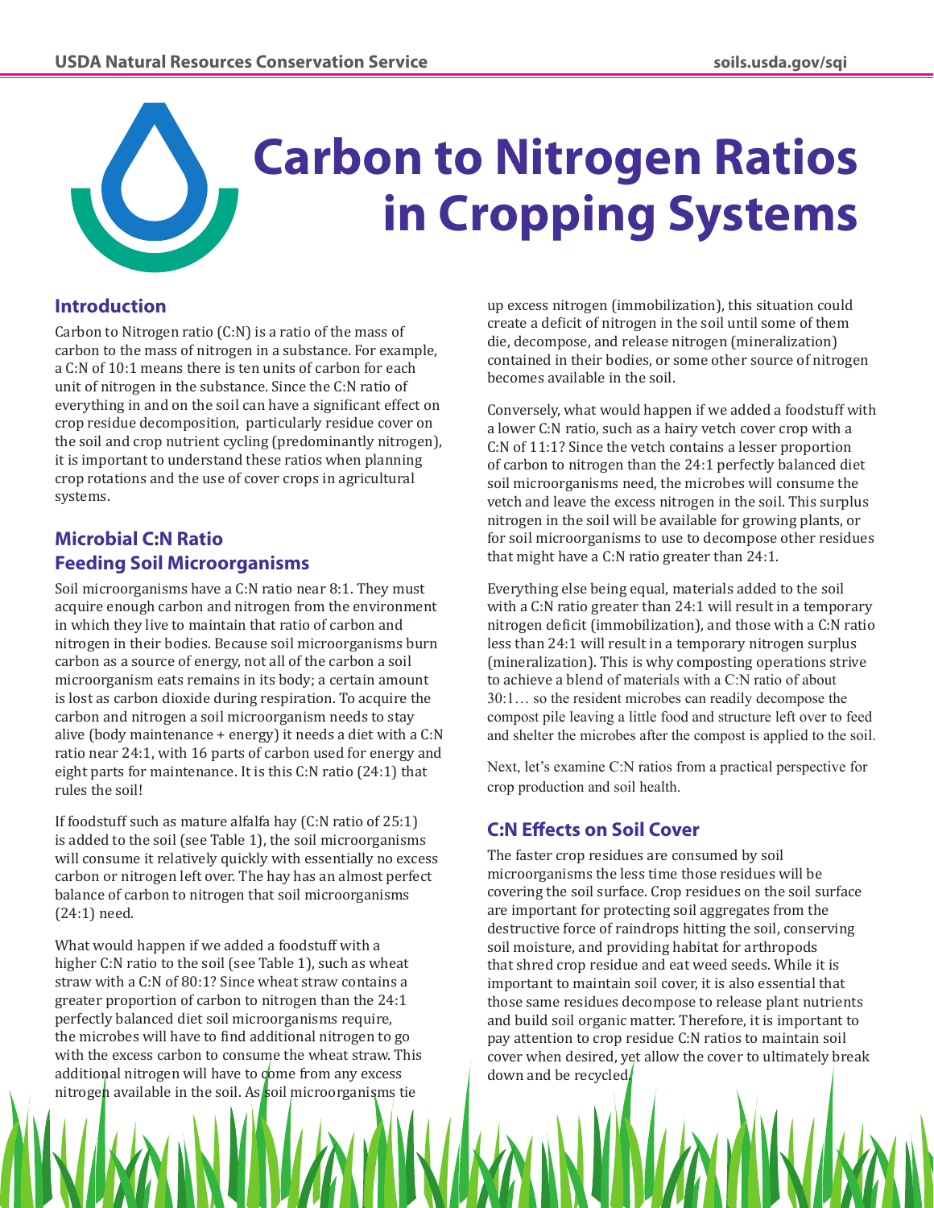# Carbon to Nitrogen Ratios in Cropping Systems

## Introduction

Carbon to Nitrogen ratio (C:N) is a ratio of the mass of carbon to the mass of nitrogen in a substance. For example, a C:N of 10:1 means there is ten units of carbon for each unit of nitrogen in the substance. Since the C:N ratio of everything in and on the soil can have a significant effect on crop residue decomposition, particularly residue cover on the soil and crop nutrient cycling (predominantly nitrogen), it is important to understand these ratios when planning crop rotations and the use of cover crops in agricultural systems.

## Microbial C:N Ratio Feeding Soil Microorganisms

Soil microorganisms have a C:N ratio near 8:1. They must acquire enough carbon and nitrogen from the environment in which they live to maintain that ratio of carbon and nitrogen in their bodies. Because soil microorganisms burn carbon as a source of energy, not all of the carbon a soil microorganism eats remains in its body; a certain amount is lost as carbon dioxide during respiration. To acquire the carbon and nitrogen a soil microorganism needs to stay alive (body maintenance + energy) it needs a diet with a C:N ratio near 24:1, with 16 parts of carbon used for energy and eight parts for maintenance. It is this C:N ratio (24:1) that rules the soil!

If foodstuff such as mature alfalfa hay (C:N ratio of 25:1) is added to the soil (see Table 1), the soil microorganisms will consume it relatively quickly with essentially no excess carbon or nitrogen left over. The hay has an almost perfect balance of carbon to nitrogen that soil microorganisms (24:1) need.

What would happen if we added a foodstuff with a higher C:N ratio to the soil (see Table 1), such as wheat straw with a C:N of 80:1? Since wheat straw contains a greater proportion of carbon to nitrogen than the 24:1 perfectly balanced diet soil microorganisms need, the microbes will have to find additional nitrogen to go with the excess carbon to consume the wheat straw. This additional nitrogen will have to come from any excess nitrogen available in the soil. As soil microorganisms tie up excess nitrogen (immobilization), this situation could create a deficit of nitrogen in the soil until some of them die, decompose, and release nitrogen (mineralization) contained in their bodies, or some other source of nitrogen becomes available in the soil.

Conversely, what would happen if we added a foodstuff with a lower C:N ratio, such as a hairy vetch cover crop with a C:N of 11:1? Since the vetch contains a lesser proportion of carbon to nitrogen than the 24:1 perfectly balanced diet soil microorganisms need, the microbes will consume the vetch and leave the excess nitrogen in the soil. This surplus nitrogen in the soil will be available for growing plants, or for soil microorganisms to use to decompose other residues that might have a C:N ratio greater than 24:1.

Everything else being equal, materials added to the soil with a C:N ratio greater than 24:1 will result in a temporary nitrogen deficit (immobilization), and those with a C:N ratio less than 24:1 will result in a temporary nitrogen surplus (mineralization). This is why composting operations strive to achieve a blend of materials with a C:N ratio of about 30:1… so the resident microbes can readily decompose the compost pile leaving a little food and structure left over to feed and shelter the microbes after the compost is applied to the soil.

Next, let's examine C:N ratios from a practical perspective for crop production and soil health.

## C:N Effects on Soil Cover

The faster crop residues are consumed by soil microorganisms the less time those residues will be covering the soil surface. Crop residues on the soil surface are important for protecting soil aggregates from the destructive force of raindrops hitting the soil, conserving soil moisture, and providing habitat for arthropods that shred crop residue and eat weed seeds. While it is important to maintain soil cover, it is also essential that those same residues decompose to release plant nutrients and build soil organic matter. Therefore, it is important to pay attention to crop residue C:N ratios to maintain soil cover when desired, yet allow the cover to ultimately break down and be recycled.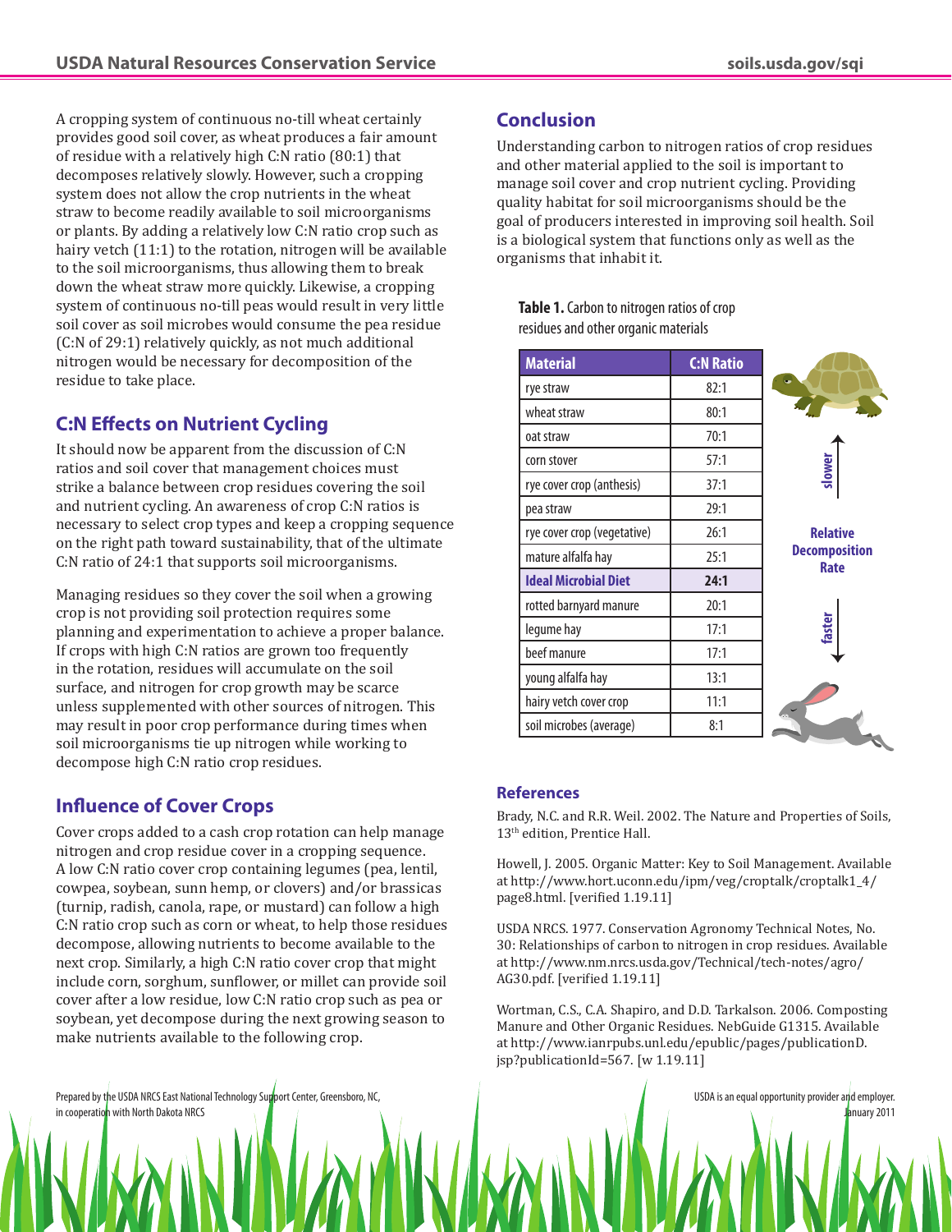A cropping system of continuous no-till wheat certainly provides good soil cover, as wheat produces a fair amount of residue with a relatively high C:N ratio (80:1) that decomposes relatively slowly. However, such a cropping system does not allow the crop nutrients in the wheat straw to become readily available to soil microorganisms or plants. By adding a relatively low C:N ratio crop such as hairy vetch (11:1) to the rotation, nitrogen will be available to the soil microorganisms, thus allowing them to break down the wheat straw more quickly. Likewise, a cropping system of continuous no-till peas would result in very little soil cover as soil microbes would consume the pea residue (C:N of 29:1) relatively quickly, as not much additional nitrogen would be necessary for decomposition of the residue to take place.

## C:N Effects on Nutrient Cycling

It should now be apparent from the discussion of C:N ratios and soil cover that management choices must strike a balance between crop residues covering the soil and nutrient cycling. An awareness of crop C:N ratios is necessary to select crop types and keep a cropping sequence on the right path toward sustainability, that of the ultimate C:N ratio of 24:1 that supports soil microorganisms.

Managing residues so they cover the soil when a growing crop is not providing soil protection requires some planning and experimentation to achieve a proper balance. If crops with high C:N ratios are grown too frequently in the rotation, residues will accumulate on the soil surface, and nitrogen for crop growth may be scarce unless supplemented with other sources of nitrogen. This may result in poor crop performance during times when soil microorganisms tie up nitrogen while working to decompose high C:N ratio crop residues.

## Influence of Cover Crops

Cover crops added to a cash crop rotation can help manage nitrogen and crop residue cover in a cropping sequence. A low C:N ratio cover crop containing legumes (pea, lentil, cowpea, soybean, sunn hemp, or clovers) and/or brassicas (turnip, radish, canola, rape, or mustard) can follow a high C:N ratio crop such as corn or wheat, to help those residues decompose, allowing nutrients to become available to the next crop. Similarly, a high C:N ratio cover crop that might include corn, sorghum, sunflower, or millet can provide soil cover after a low residue, low C:N ratio crop such as pea or soybean, yet decompose during the next growing season to make nutrients available to the following crop.

## Conclusion

Understanding carbon to nitrogen ratios of crop residues and other material applied to the soil is important to manage soil cover and crop nutrient cycling. Providing quality habitat for soil microorganisms should be the goal of producers interested in improving soil health. Soil is a biological system that functions only as well as the organisms that inhabit it.

**Table 1.** Carbon to nitrogen ratios of crop residues and other organic materials

| Material | C:N Ratio |
| --- | --- |
| rye straw | 82:1 |
| wheat straw | 80:1 |
| oat straw | 70:1 |
| corn stover | 57:1 |
| rye cover crop (anthesis) | 37:1 |
| pea straw | 29:1 |
| rye cover crop (vegetative) | 26:1 |
| mature alfalfa hay | 25:1 |
| **Ideal Microbial Diet** | **24:1** |
| rotted barnyard manure | 20:1 |
| legume hay | 17:1 |
| beef manure | 17:1 |
| young alfalfa hay | 13:1 |
| hairy vetch cover crop | 11:1 |
| soil microbes (average) | 8:1 |

slower

**Relative Decomposition Rate**

faster

## References

Brady, N.C. and R.R. Weil. 2002. The Nature and Properties of Soils, 13th edition, Prentice Hall.

Howell, J. 2005. Organic Matter: Key to Soil Management. Available at http://www.hort.uconn.edu/ipm/veg/croptalk/croptalk1_4/page8.html. [verified 1.19.11]

USDA NRCS. 1977. Conservation Agronomy Technical Notes, No. 30: Relationships of carbon to nitrogen in crop residues. Available at http://www.nm.nrcs.usda.gov/Technical/tech-notes/agro/AG30.pdf. [verified 1.19.11]

Wortman, C.S., C.A. Shapiro, and D.D. Tarkalson. 2006. Composting Manure and Other Organic Residues. NebGuide G1315. Available at http://www.ianrpubs.unl.edu/epublic/pages/publicationD.jsp?publicationId=567. [w 1.19.11]

Prepared by the USDA NRCS East National Technology Support Center, Greensboro, NC, in cooperation with North Dakota NRCS

USDA is an equal opportunity provider and employer.
January 2011